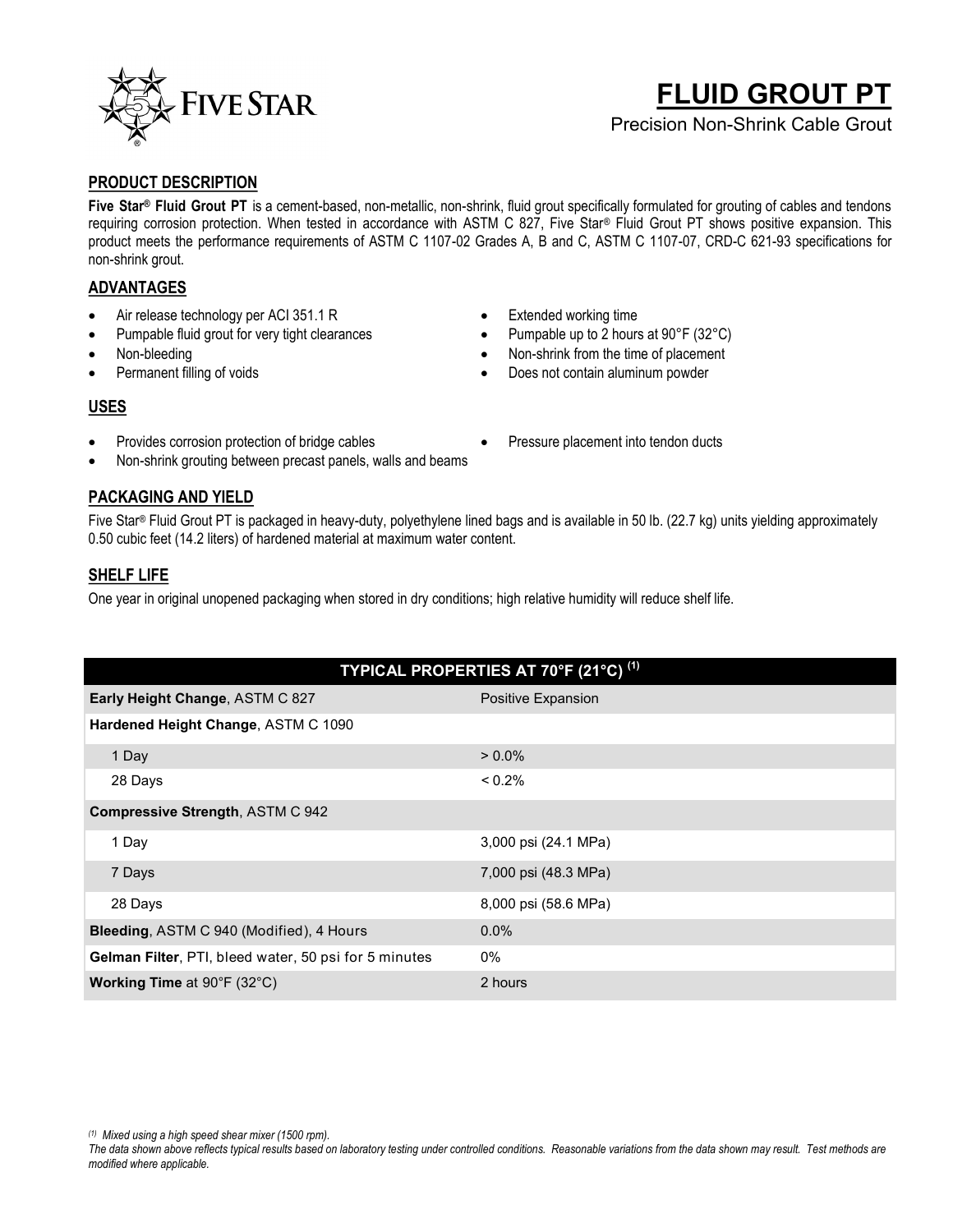# FLUID GROUT PT

Precision Non-Shrink Cable Grout

## PRODUCT DESCRIPTION

**Five Star® Fluid Grout PT** is a cement-based, non-metallic, non-shrink, fluid grout specifically formulated for grouting of cables and tendons requiring corrosion protection. When tested in accordance with ASTM C 827, Five Star® Fluid Grout PT shows positive expansion. This product meets the performance requirements of ASTM C 1107-02 Grades A, B and C, ASTM C 1107-07, CRD-C 621-93 specifications for non-shrink grout.

## ADVANTAGES

- Air release technology per ACI 351.1 R
- Pumpable fluid grout for very tight clearances
- Non-bleeding
- Permanent filling of voids
- Extended working time
- Pumpable up to 2 hours at 90°F (32°C)
- Non-shrink from the time of placement
- Does not contain aluminum powder

## USES

- Provides corrosion protection of bridge cables
- Non-shrink grouting between precast panels, walls and beams
- Pressure placement into tendon ducts

## PACKAGING AND YIELD

Five Star® Fluid Grout PT is packaged in heavy-duty, polyethylene lined bags and is available in 50 lb. (22.7 kg) units yielding approximately 0.50 cubic feet (14.2 liters) of hardened material at maximum water content.

## SHELF LIFE

One year in original unopened packaging when stored in dry conditions; high relative humidity will reduce shelf life.

| TYPICAL PROPERTIES AT 70°F (21°C) [1] | |
|---|---|
| **Early Height Change**, ASTM C 827 | Positive Expansion |
| **Hardened Height Change**, ASTM C 1090 | |
| 1 Day | > 0.0% |
| 28 Days | < 0.2% |
| **Compressive Strength**, ASTM C 942 | |
| 1 Day | 3,000 psi (24.1 MPa) |
| 7 Days | 7,000 psi (48.3 MPa) |
| 28 Days | 8,000 psi (58.6 MPa) |
| **Bleeding**, ASTM C 940 (Modified), 4 Hours | 0.0% |
| **Gelman Filter**, PTI, bleed water, 50 psi for 5 minutes | 0% |
| **Working Time** at 90°F (32°C) | 2 hours |

*[1] Mixed using a high speed shear mixer (1500 rpm).*

*The data shown above reflects typical results based on laboratory testing under controlled conditions. Reasonable variations from the data shown may result. Test methods are modified where applicable.*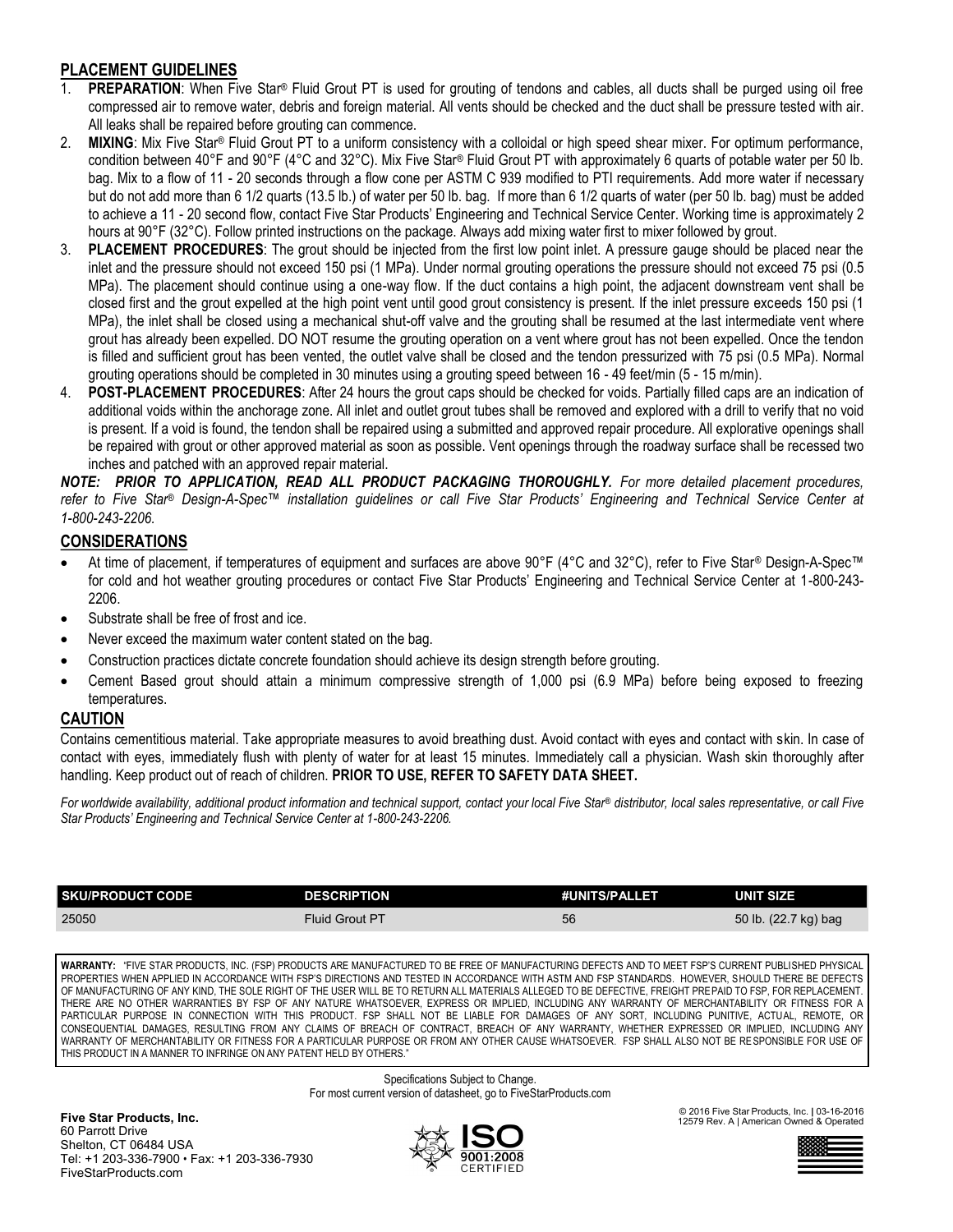## PLACEMENT GUIDELINES

1. **PREPARATION**: When Five Star® Fluid Grout PT is used for grouting of tendons and cables, all ducts shall be purged using oil free compressed air to remove water, debris and foreign material. All vents should be checked and the duct shall be pressure tested with air. All leaks shall be repaired before grouting can commence.
2. **MIXING**: Mix Five Star® Fluid Grout PT to a uniform consistency with a colloidal or high speed shear mixer. For optimum performance, condition between 40°F and 90°F (4°C and 32°C). Mix Five Star® Fluid Grout PT with approximately 6 quarts of potable water per 50 lb. bag. Mix to a flow of 11 - 20 seconds through a flow cone per ASTM C 939 modified to PTI requirements. Add more water if necessary but do not add more than 6 1/2 quarts (13.5 lb.) of water per 50 lb. bag. If more than 6 1/2 quarts of water (per 50 lb. bag) must be added to achieve a 11 - 20 second flow, contact Five Star Products' Engineering and Technical Service Center. Working time is approximately 2 hours at 90°F (32°C). Follow printed instructions on the package. Always add mixing water first to mixer followed by grout.
3. **PLACEMENT PROCEDURES**: The grout should be injected from the first low point inlet. A pressure gauge should be placed near the inlet and the pressure should not exceed 150 psi (1 MPa). Under normal grouting operations the pressure should not exceed 75 psi (0.5 MPa). The placement should continue using a one-way flow. If the duct contains a high point, the adjacent downstream vent shall be closed first and the grout expelled at the high point vent until good grout consistency is present. If the inlet pressure exceeds 150 psi (1 MPa), the inlet shall be closed using a mechanical shut-off valve and the grouting shall be resumed at the last intermediate vent where grout has already been expelled. DO NOT resume the grouting operation on a vent where grout has not been expelled. Once the tendon is filled and sufficient grout has been vented, the outlet valve shall be closed and the tendon pressurized with 75 psi (0.5 MPa). Normal grouting operations should be completed in 30 minutes using a grouting speed between 16 - 49 feet/min (5 - 15 m/min).
4. **POST-PLACEMENT PROCEDURES**: After 24 hours the grout caps should be checked for voids. Partially filled caps are an indication of additional voids within the anchorage zone. All inlet and outlet grout tubes shall be removed and explored with a drill to verify that no void is present. If a void is found, the tendon shall be repaired using a submitted and approved repair procedure. All explorative openings shall be repaired with grout or other approved material as soon as possible. Vent openings through the roadway surface shall be recessed two inches and patched with an approved repair material.

***NOTE: PRIOR TO APPLICATION, READ ALL PRODUCT PACKAGING THOROUGHLY.*** *For more detailed placement procedures, refer to Five Star® Design-A-Spec™ installation guidelines or call Five Star Products' Engineering and Technical Service Center at 1-800-243-2206.*

## CONSIDERATIONS

- At time of placement, if temperatures of equipment and surfaces are above 90°F (4°C and 32°C), refer to Five Star® Design-A-Spec™ for cold and hot weather grouting procedures or contact Five Star Products' Engineering and Technical Service Center at 1-800-243-2206.
- Substrate shall be free of frost and ice.
- Never exceed the maximum water content stated on the bag.
- Construction practices dictate concrete foundation should achieve its design strength before grouting.
- Cement Based grout should attain a minimum compressive strength of 1,000 psi (6.9 MPa) before being exposed to freezing temperatures.

## CAUTION

Contains cementitious material. Take appropriate measures to avoid breathing dust. Avoid contact with eyes and contact with skin. In case of contact with eyes, immediately flush with plenty of water for at least 15 minutes. Immediately call a physician. Wash skin thoroughly after handling. Keep product out of reach of children. **PRIOR TO USE, REFER TO SAFETY DATA SHEET.**

*For worldwide availability, additional product information and technical support, contact your local Five Star® distributor, local sales representative, or call Five Star Products' Engineering and Technical Service Center at 1-800-243-2206.*

| SKU/PRODUCT CODE | DESCRIPTION | #UNITS/PALLET | UNIT SIZE |
|---|---|---|---|
| 25050 | Fluid Grout PT | 56 | 50 lb. (22.7 kg) bag |

**WARRANTY:** "FIVE STAR PRODUCTS, INC. (FSP) PRODUCTS ARE MANUFACTURED TO BE FREE OF MANUFACTURING DEFECTS AND TO MEET FSP'S CURRENT PUBLISHED PHYSICAL PROPERTIES WHEN APPLIED IN ACCORDANCE WITH FSP'S DIRECTIONS AND TESTED IN ACCORDANCE WITH ASTM AND FSP STANDARDS. HOWEVER, SHOULD THERE BE DEFECTS OF MANUFACTURING OF ANY KIND, THE SOLE RIGHT OF THE USER WILL BE TO RETURN ALL MATERIALS ALLEGED TO BE DEFECTIVE, FREIGHT PREPAID TO FSP, FOR REPLACEMENT. THERE ARE NO OTHER WARRANTIES BY FSP OF ANY NATURE WHATSOEVER, EXPRESS OR IMPLIED, INCLUDING ANY WARRANTY OF MERCHANTABILITY OR FITNESS FOR A PARTICULAR PURPOSE IN CONNECTION WITH THIS PRODUCT. FSP SHALL NOT BE LIABLE FOR DAMAGES OF ANY SORT, INCLUDING PUNITIVE, ACTUAL, REMOTE, OR CONSEQUENTIAL DAMAGES, RESULTING FROM ANY CLAIMS OF BREACH OF CONTRACT, BREACH OF ANY WARRANTY, WHETHER EXPRESSED OR IMPLIED, INCLUDING ANY WARRANTY OF MERCHANTABILITY OR FITNESS FOR A PARTICULAR PURPOSE OR FROM ANY OTHER CAUSE WHATSOEVER. FSP SHALL ALSO NOT BE RESPONSIBLE FOR USE OF THIS PRODUCT IN A MANNER TO INFRINGE ON ANY PATENT HELD BY OTHERS."

Specifications Subject to Change.
For most current version of datasheet, go to FiveStarProducts.com

**Five Star Products, Inc.**
60 Parrott Drive
Shelton, CT 06484 USA
Tel: +1 203-336-7900 • Fax: +1 203-336-7930
FiveStarProducts.com

ISO 9001:2008 CERTIFIED

© 2016 Five Star Products, Inc. | 03-16-2016
12579 Rev. A | American Owned & Operated